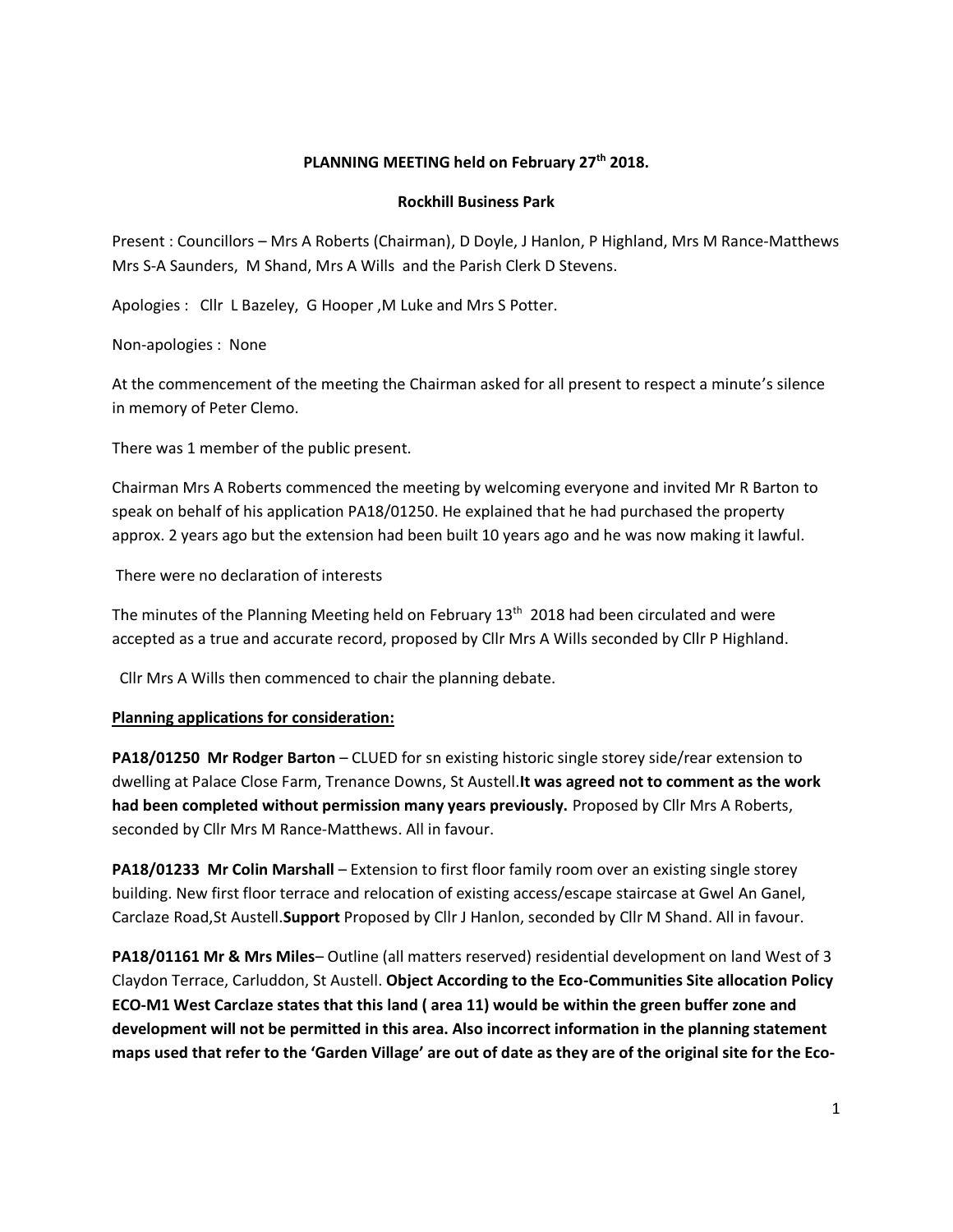**PLANNING MEETING held on February 27th 2018.**

**Rockhill Business Park**

Present : Councillors – Mrs A Roberts (Chairman), D Doyle, J Hanlon, P Highland, Mrs M Rance-Matthews Mrs S-A Saunders, M Shand, Mrs A Wills and the Parish Clerk D Stevens.

Apologies : Cllr L Bazeley, G Hooper ,M Luke and Mrs S Potter.

Non-apologies : None

At the commencement of the meeting the Chairman asked for all present to respect a minute's silence in memory of Peter Clemo.

There was 1 member of the public present.

Chairman Mrs A Roberts commenced the meeting by welcoming everyone and invited Mr R Barton to speak on behalf of his application PA18/01250. He explained that he had purchased the property approx. 2 years ago but the extension had been built 10 years ago and he was now making it lawful.

There were no declaration of interests

The minutes of the Planning Meeting held on February 13th 2018 had been circulated and were accepted as a true and accurate record, proposed by Cllr Mrs A Wills seconded by Cllr P Highland.

Cllr Mrs A Wills then commenced to chair the planning debate.

**Planning applications for consideration:**

**PA18/01250 Mr Rodger Barton** – CLUED for sn existing historic single storey side/rear extension to dwelling at Palace Close Farm, Trenance Downs, St Austell.**It was agreed not to comment as the work had been completed without permission many years previously.** Proposed by Cllr Mrs A Roberts, seconded by Cllr Mrs M Rance-Matthews. All in favour.

**PA18/01233 Mr Colin Marshall** – Extension to first floor family room over an existing single storey building. New first floor terrace and relocation of existing access/escape staircase at Gwel An Ganel, Carclaze Road,St Austell.**Support** Proposed by Cllr J Hanlon, seconded by Cllr M Shand. All in favour.

**PA18/01161 Mr & Mrs Miles**– Outline (all matters reserved) residential development on land West of 3 Claydon Terrace, Carluddon, St Austell. **Object According to the Eco-Communities Site allocation Policy ECO-M1 West Carclaze states that this land ( area 11) would be within the green buffer zone and development will not be permitted in this area. Also incorrect information in the planning statement maps used that refer to the 'Garden Village' are out of date as they are of the original site for the Eco-**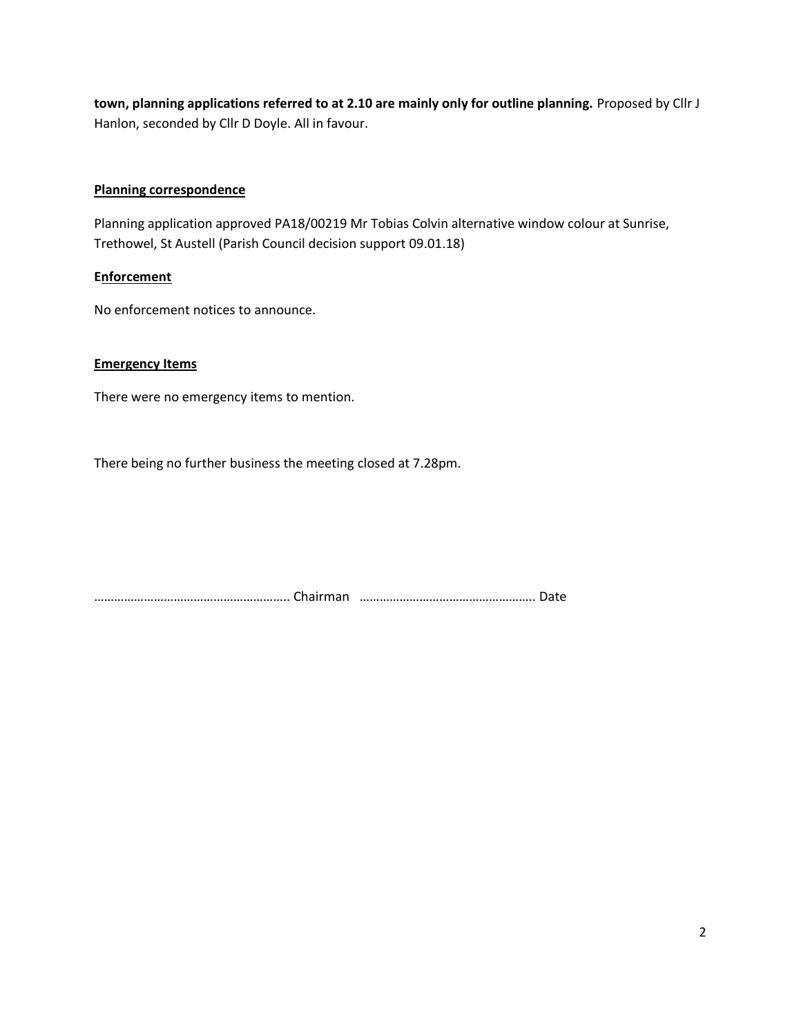**town, planning applications referred to at 2.10 are mainly only for outline planning.** Proposed by Cllr J Hanlon, seconded by Cllr D Doyle. All in favour.

**Planning correspondence**

Planning application approved PA18/00219 Mr Tobias Colvin alternative window colour at Sunrise, Trethowel, St Austell (Parish Council decision support 09.01.18)

**Enforcement**

No enforcement notices to announce.

**Emergency Items**

There were no emergency items to mention.

There being no further business the meeting closed at 7.28pm.

………………………………………………….. Chairman ……………………………………………. Date